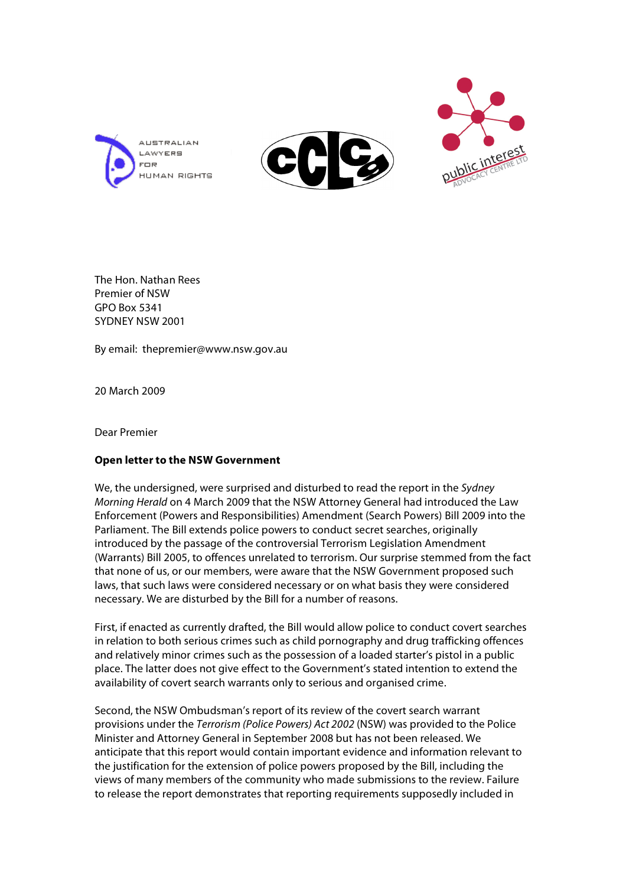AUSTRALIAN LAWYERS FOR HUMAN RIGHTS

public interest ADVOCACY CENTRE LTD

The Hon. Nathan Rees
Premier of NSW
GPO Box 5341
SYDNEY NSW 2001

By email: thepremier@www.nsw.gov.au

20 March 2009

Dear Premier

**Open letter to the NSW Government**

We, the undersigned, were surprised and disturbed to read the report in the *Sydney Morning Herald* on 4 March 2009 that the NSW Attorney General had introduced the Law Enforcement (Powers and Responsibilities) Amendment (Search Powers) Bill 2009 into the Parliament. The Bill extends police powers to conduct secret searches, originally introduced by the passage of the controversial Terrorism Legislation Amendment (Warrants) Bill 2005, to offences unrelated to terrorism. Our surprise stemmed from the fact that none of us, or our members, were aware that the NSW Government proposed such laws, that such laws were considered necessary or on what basis they were considered necessary. We are disturbed by the Bill for a number of reasons.

First, if enacted as currently drafted, the Bill would allow police to conduct covert searches in relation to both serious crimes such as child pornography and drug trafficking offences and relatively minor crimes such as the possession of a loaded starter's pistol in a public place. The latter does not give effect to the Government's stated intention to extend the availability of covert search warrants only to serious and organised crime.

Second, the NSW Ombudsman's report of its review of the covert search warrant provisions under the *Terrorism (Police Powers) Act 2002* (NSW) was provided to the Police Minister and Attorney General in September 2008 but has not been released. We anticipate that this report would contain important evidence and information relevant to the justification for the extension of police powers proposed by the Bill, including the views of many members of the community who made submissions to the review. Failure to release the report demonstrates that reporting requirements supposedly included in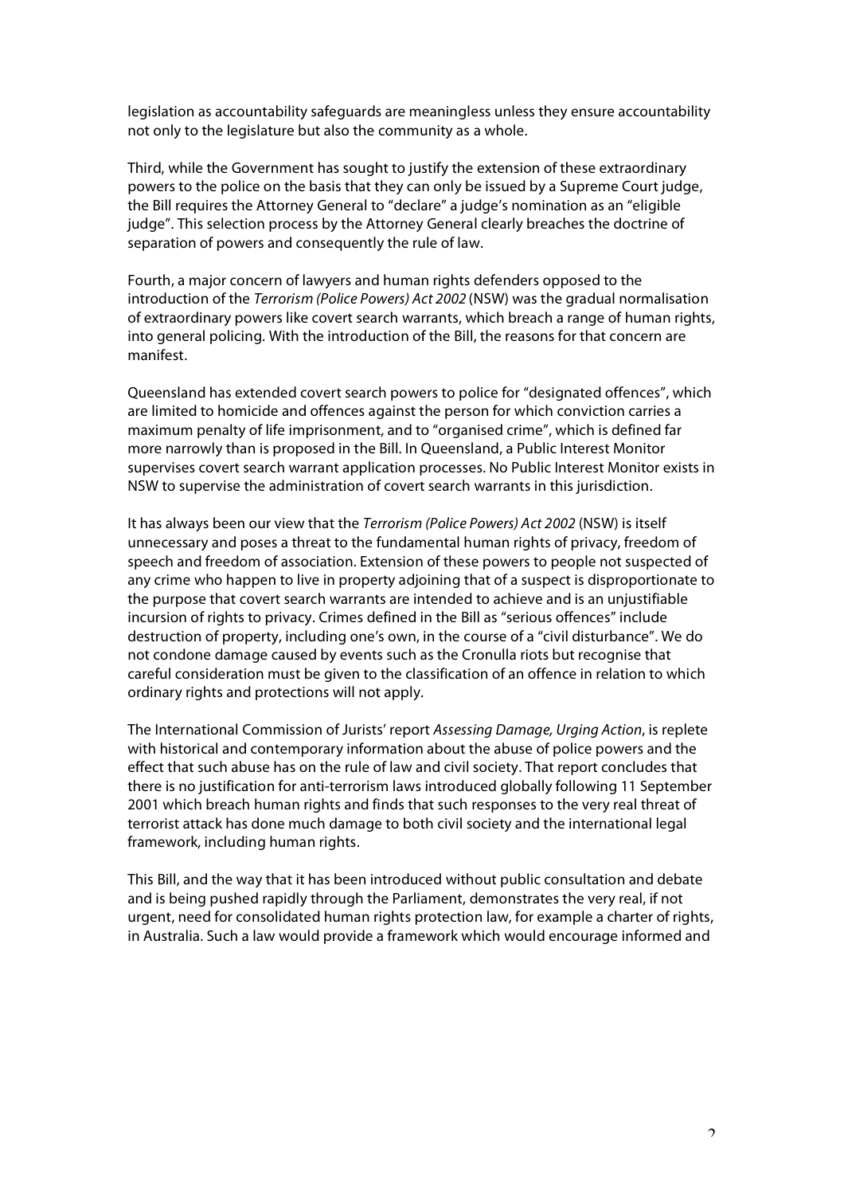legislation as accountability safeguards are meaningless unless they ensure accountability not only to the legislature but also the community as a whole.

Third, while the Government has sought to justify the extension of these extraordinary powers to the police on the basis that they can only be issued by a Supreme Court judge, the Bill requires the Attorney General to "declare" a judge's nomination as an "eligible judge". This selection process by the Attorney General clearly breaches the doctrine of separation of powers and consequently the rule of law.

Fourth, a major concern of lawyers and human rights defenders opposed to the introduction of the *Terrorism (Police Powers) Act 2002* (NSW) was the gradual normalisation of extraordinary powers like covert search warrants, which breach a range of human rights, into general policing. With the introduction of the Bill, the reasons for that concern are manifest.

Queensland has extended covert search powers to police for "designated offences", which are limited to homicide and offences against the person for which conviction carries a maximum penalty of life imprisonment, and to "organised crime", which is defined far more narrowly than is proposed in the Bill. In Queensland, a Public Interest Monitor supervises covert search warrant application processes. No Public Interest Monitor exists in NSW to supervise the administration of covert search warrants in this jurisdiction.

It has always been our view that the *Terrorism (Police Powers) Act 2002* (NSW) is itself unnecessary and poses a threat to the fundamental human rights of privacy, freedom of speech and freedom of association. Extension of these powers to people not suspected of any crime who happen to live in property adjoining that of a suspect is disproportionate to the purpose that covert search warrants are intended to achieve and is an unjustifiable incursion of rights to privacy. Crimes defined in the Bill as "serious offences" include destruction of property, including one's own, in the course of a "civil disturbance". We do not condone damage caused by events such as the Cronulla riots but recognise that careful consideration must be given to the classification of an offence in relation to which ordinary rights and protections will not apply.

The International Commission of Jurists' report *Assessing Damage, Urging Action*, is replete with historical and contemporary information about the abuse of police powers and the effect that such abuse has on the rule of law and civil society. That report concludes that there is no justification for anti-terrorism laws introduced globally following 11 September 2001 which breach human rights and finds that such responses to the very real threat of terrorist attack has done much damage to both civil society and the international legal framework, including human rights.

This Bill, and the way that it has been introduced without public consultation and debate and is being pushed rapidly through the Parliament, demonstrates the very real, if not urgent, need for consolidated human rights protection law, for example a charter of rights, in Australia. Such a law would provide a framework which would encourage informed and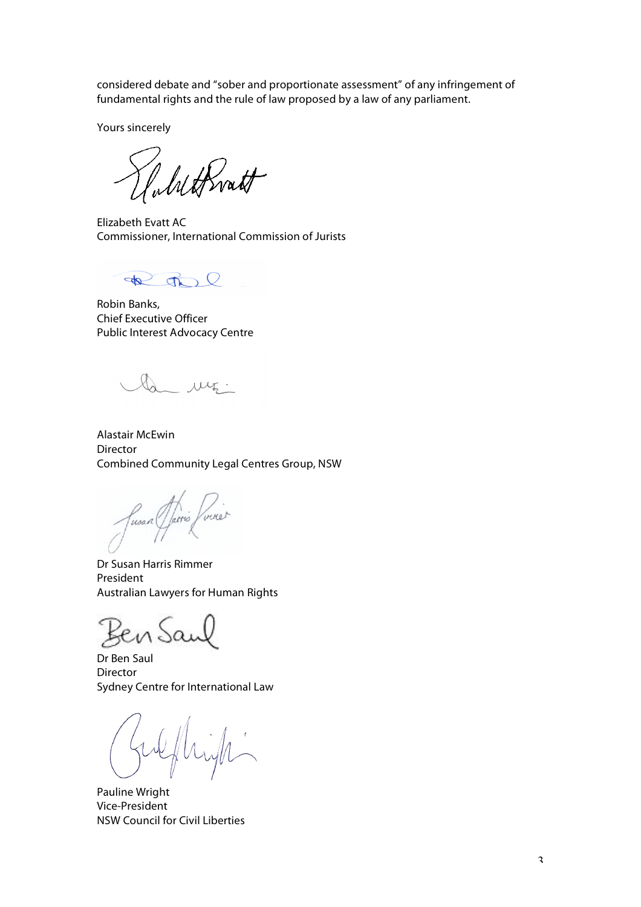considered debate and "sober and proportionate assessment" of any infringement of fundamental rights and the rule of law proposed by a law of any parliament.

Yours sincerely

Elizabeth Evatt AC
Commissioner, International Commission of Jurists

Robin Banks,
Chief Executive Officer
Public Interest Advocacy Centre

Alastair McEwin
Director
Combined Community Legal Centres Group, NSW

Dr Susan Harris Rimmer
President
Australian Lawyers for Human Rights

Dr Ben Saul
Director
Sydney Centre for International Law

Pauline Wright
Vice-President
NSW Council for Civil Liberties